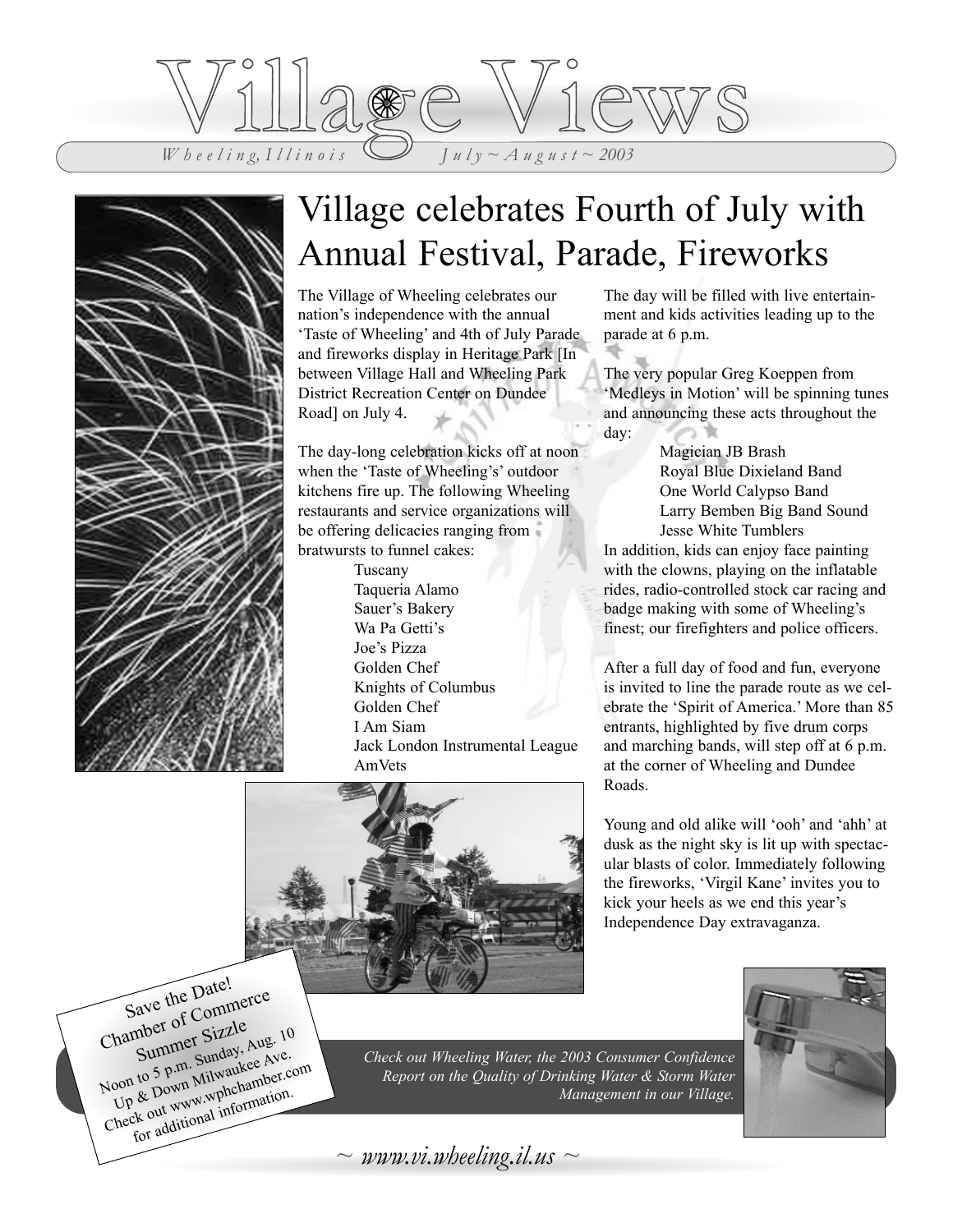# Village Views

*Wheeling, Illinois* *July ~ August ~ 2003*

## Village celebrates Fourth of July with Annual Festival, Parade, Fireworks

The Village of Wheeling celebrates our nation's independence with the annual 'Taste of Wheeling' and 4th of July Parade and fireworks display in Heritage Park [In between Village Hall and Wheeling Park District Recreation Center on Dundee Road] on July 4.

The day-long celebration kicks off at noon when the 'Taste of Wheeling's' outdoor kitchens fire up. The following Wheeling restaurants and service organizations will be offering delicacies ranging from bratwursts to funnel cakes:

- Tuscany
- Taqueria Alamo
- Sauer's Bakery
- Wa Pa Getti's
- Joe's Pizza
- Golden Chef
- Knights of Columbus
- Golden Chef
- I Am Siam
- Jack London Instrumental League
- AmVets

The day will be filled with live entertainment and kids activities leading up to the parade at 6 p.m.

The very popular Greg Koeppen from 'Medleys in Motion' will be spinning tunes and announcing these acts throughout the day:

- Magician JB Brash
- Royal Blue Dixieland Band
- One World Calypso Band
- Larry Bemben Big Band Sound
- Jesse White Tumblers

In addition, kids can enjoy face painting with the clowns, playing on the inflatable rides, radio-controlled stock car racing and badge making with some of Wheeling's finest; our firefighters and police officers.

After a full day of food and fun, everyone is invited to line the parade route as we celebrate the 'Spirit of America.' More than 85 entrants, highlighted by five drum corps and marching bands, will step off at 6 p.m. at the corner of Wheeling and Dundee Roads.

Young and old alike will 'ooh' and 'ahh' at dusk as the night sky is lit up with spectacular blasts of color. Immediately following the fireworks, 'Virgil Kane' invites you to kick your heels as we end this year's Independence Day extravaganza.

**Save the Date!**
Chamber of Commerce
Summer Sizzle
Noon to 5 p.m. Sunday, Aug. 10
Up & Down Milwaukee Ave.
Check out www.wphchamber.com
for additional information.

*Check out Wheeling Water, the 2003 Consumer Confidence Report on the Quality of Drinking Water & Storm Water Management in our Village.*

*~ www.vi.wheeling.il.us ~*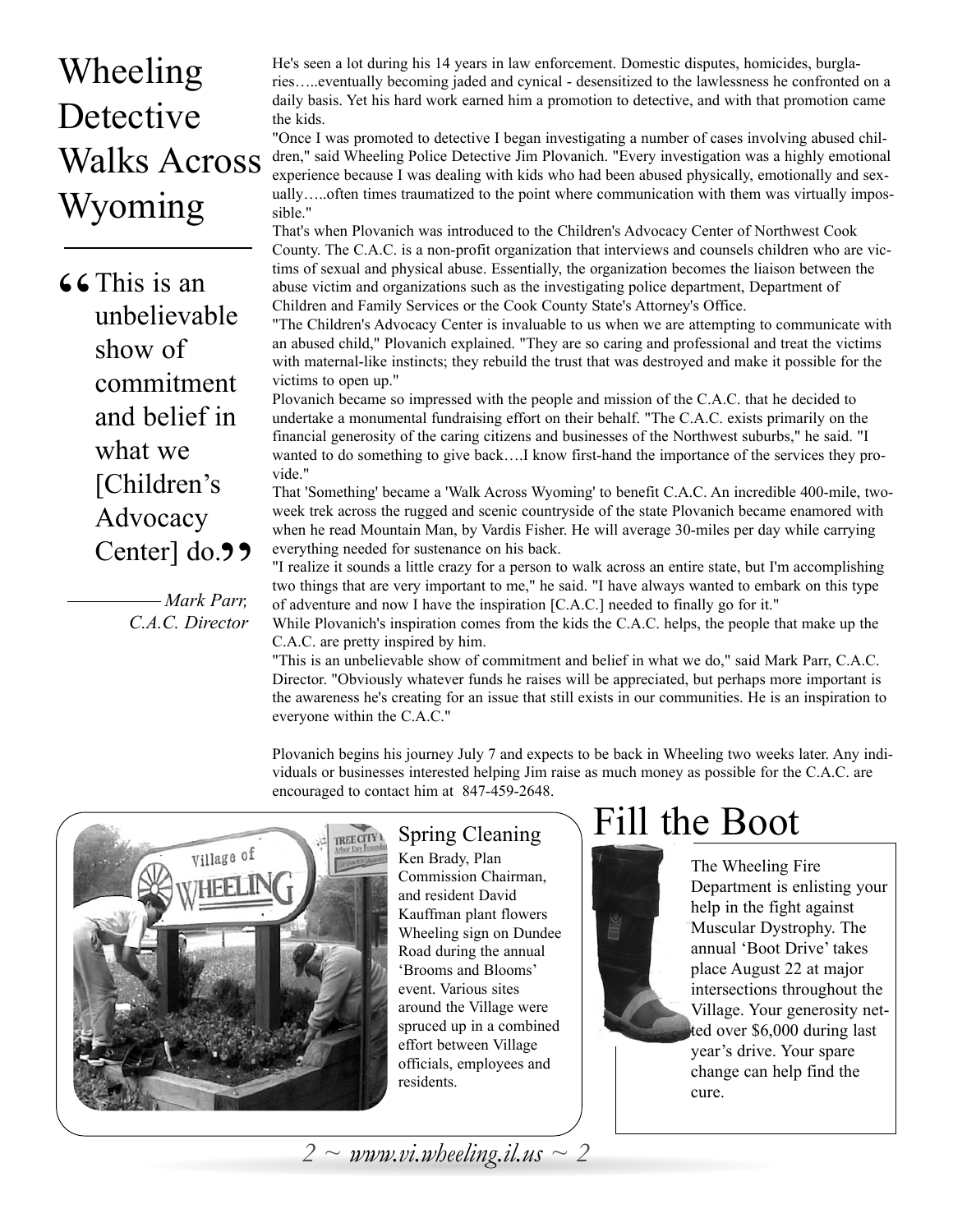# Wheeling Detective Walks Across Wyoming

> "This is an unbelievable show of commitment and belief in what we [Children's Advocacy Center] do."
>
> — *Mark Parr, C.A.C. Director*

He's seen a lot during his 14 years in law enforcement. Domestic disputes, homicides, burglaries…..eventually becoming jaded and cynical - desensitized to the lawlessness he confronted on a daily basis. Yet his hard work earned him a promotion to detective, and with that promotion came the kids.

"Once I was promoted to detective I began investigating a number of cases involving abused children," said Wheeling Police Detective Jim Plovanich. "Every investigation was a highly emotional experience because I was dealing with kids who had been abused physically, emotionally and sexually…..often times traumatized to the point where communication with them was virtually impossible."

That's when Plovanich was introduced to the Children's Advocacy Center of Northwest Cook County. The C.A.C. is a non-profit organization that interviews and counsels children who are victims of sexual and physical abuse. Essentially, the organization becomes the liaison between the abuse victim and organizations such as the investigating police department, Department of Children and Family Services or the Cook County State's Attorney's Office.

"The Children's Advocacy Center is invaluable to us when we are attempting to communicate with an abused child," Plovanich explained. "They are so caring and professional and treat the victims with maternal-like instincts; they rebuild the trust that was destroyed and make it possible for the victims to open up."

Plovanich became so impressed with the people and mission of the C.A.C. that he decided to undertake a monumental fundraising effort on their behalf. "The C.A.C. exists primarily on the financial generosity of the caring citizens and businesses of the Northwest suburbs," he said. "I wanted to do something to give back….I know first-hand the importance of the services they provide."

That 'Something' became a 'Walk Across Wyoming' to benefit C.A.C. An incredible 400-mile, two-week trek across the rugged and scenic countryside of the state Plovanich became enamored with when he read Mountain Man, by Vardis Fisher. He will average 30-miles per day while carrying everything needed for sustenance on his back.

"I realize it sounds a little crazy for a person to walk across an entire state, but I'm accomplishing two things that are very important to me," he said. "I have always wanted to embark on this type of adventure and now I have the inspiration [C.A.C.] needed to finally go for it."

While Plovanich's inspiration comes from the kids the C.A.C. helps, the people that make up the C.A.C. are pretty inspired by him.

"This is an unbelievable show of commitment and belief in what we do," said Mark Parr, C.A.C. Director. "Obviously whatever funds he raises will be appreciated, but perhaps more important is the awareness he's creating for an issue that still exists in our communities. He is an inspiration to everyone within the C.A.C."

Plovanich begins his journey July 7 and expects to be back in Wheeling two weeks later. Any individuals or businesses interested helping Jim raise as much money as possible for the C.A.C. are encouraged to contact him at 847-459-2648.

## Spring Cleaning

Ken Brady, Plan Commission Chairman, and resident David Kauffman plant flowers Wheeling sign on Dundee Road during the annual 'Brooms and Blooms' event. Various sites around the Village were spruced up in a combined effort between Village officials, employees and residents.

# Fill the Boot

The Wheeling Fire Department is enlisting your help in the fight against Muscular Dystrophy. The annual 'Boot Drive' takes place August 22 at major intersections throughout the Village. Your generosity netted over $6,000 during last year's drive. Your spare change can help find the cure.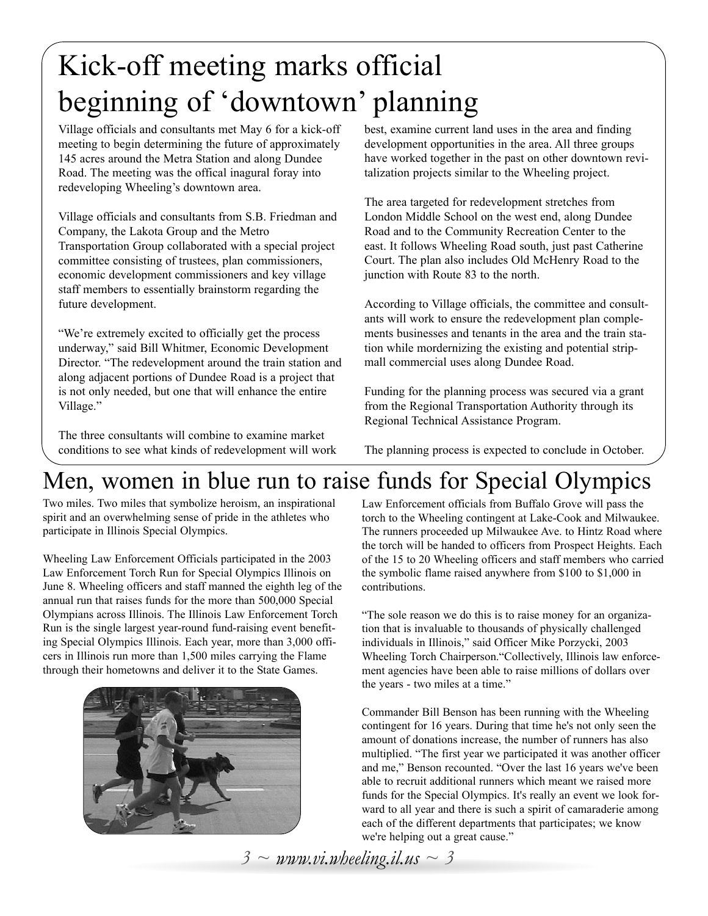# Kick-off meeting marks official beginning of 'downtown' planning

Village officials and consultants met May 6 for a kick-off meeting to begin determining the future of approximately 145 acres around the Metra Station and along Dundee Road. The meeting was the offical inagural foray into redeveloping Wheeling's downtown area.

Village officials and consultants from S.B. Friedman and Company, the Lakota Group and the Metro Transportation Group collaborated with a special project committee consisting of trustees, plan commissioners, economic development commissioners and key village staff members to essentially brainstorm regarding the future development.

"We're extremely excited to officially get the process underway," said Bill Whitmer, Economic Development Director. "The redevelopment around the train station and along adjacent portions of Dundee Road is a project that is not only needed, but one that will enhance the entire Village."

The three consultants will combine to examine market conditions to see what kinds of redevelopment will work best, examine current land uses in the area and finding development opportunities in the area. All three groups have worked together in the past on other downtown revitalization projects similar to the Wheeling project.

The area targeted for redevelopment stretches from London Middle School on the west end, along Dundee Road and to the Community Recreation Center to the east. It follows Wheeling Road south, just past Catherine Court. The plan also includes Old McHenry Road to the junction with Route 83 to the north.

According to Village officials, the committee and consultants will work to ensure the redevelopment plan complements businesses and tenants in the area and the train station while mordernizing the existing and potential strip-mall commercial uses along Dundee Road.

Funding for the planning process was secured via a grant from the Regional Transportation Authority through its Regional Technical Assistance Program.

The planning process is expected to conclude in October.

# Men, women in blue run to raise funds for Special Olympics

Two miles. Two miles that symbolize heroism, an inspirational spirit and an overwhelming sense of pride in the athletes who participate in Illinois Special Olympics.

Wheeling Law Enforcement Officials participated in the 2003 Law Enforcement Torch Run for Special Olympics Illinois on June 8. Wheeling officers and staff manned the eighth leg of the annual run that raises funds for the more than 500,000 Special Olympians across Illinois. The Illinois Law Enforcement Torch Run is the single largest year-round fund-raising event benefiting Special Olympics Illinois. Each year, more than 3,000 officers in Illinois run more than 1,500 miles carrying the Flame through their hometowns and deliver it to the State Games.

Law Enforcement officials from Buffalo Grove will pass the torch to the Wheeling contingent at Lake-Cook and Milwaukee. The runners proceeded up Milwaukee Ave. to Hintz Road where the torch will be handed to officers from Prospect Heights. Each of the 15 to 20 Wheeling officers and staff members who carried the symbolic flame raised anywhere from $100 to $1,000 in contributions.

"The sole reason we do this is to raise money for an organization that is invaluable to thousands of physically challenged individuals in Illinois," said Officer Mike Porzycki, 2003 Wheeling Torch Chairperson."Collectively, Illinois law enforcement agencies have been able to raise millions of dollars over the years - two miles at a time."

Commander Bill Benson has been running with the Wheeling contingent for 16 years. During that time he's not only seen the amount of donations increase, the number of runners has also multiplied. "The first year we participated it was another officer and me," Benson recounted. "Over the last 16 years we've been able to recruit additional runners which meant we raised more funds for the Special Olympics. It's really an event we look forward to all year and there is such a spirit of camaraderie among each of the different departments that participates; we know we're helping out a great cause."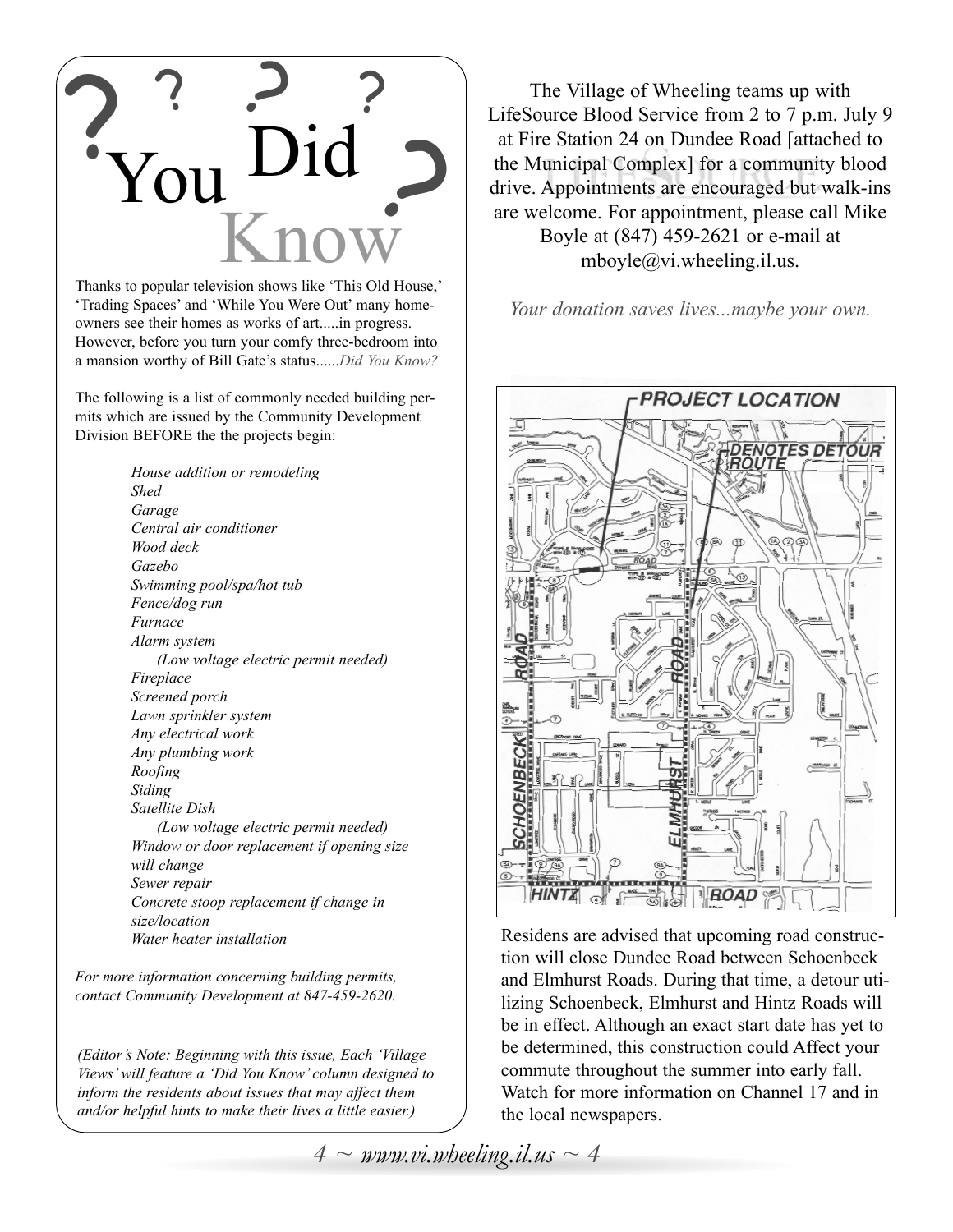# Did You Know?

Thanks to popular television shows like 'This Old House,' 'Trading Spaces' and 'While You Were Out' many homeowners see their homes as works of art.....in progress. However, before you turn your comfy three-bedroom into a mansion worthy of Bill Gate's status......*Did You Know?*

The following is a list of commonly needed building permits which are issued by the Community Development Division BEFORE the the projects begin:

- *House addition or remodeling*
- *Shed*
- *Garage*
- *Central air conditioner*
- *Wood deck*
- *Gazebo*
- *Swimming pool/spa/hot tub*
- *Fence/dog run*
- *Furnace*
- *Alarm system*
  - *(Low voltage electric permit needed)*
- *Fireplace*
- *Screened porch*
- *Lawn sprinkler system*
- *Any electrical work*
- *Any plumbing work*
- *Roofing*
- *Siding*
- *Satellite Dish*
  - *(Low voltage electric permit needed)*
- *Window or door replacement if opening size will change*
- *Sewer repair*
- *Concrete stoop replacement if change in size/location*
- *Water heater installation*

*For more information concerning building permits, contact Community Development at 847-459-2620.*

*(Editor's Note: Beginning with this issue, Each 'Village Views' will feature a 'Did You Know' column designed to inform the residents about issues that may affect them and/or helpful hints to make their lives a little easier.)*

The Village of Wheeling teams up with LifeSource Blood Service from 2 to 7 p.m. July 9 at Fire Station 24 on Dundee Road [attached to the Municipal Complex] for a community blood drive. Appointments are encouraged but walk-ins are welcome. For appointment, please call Mike Boyle at (847) 459-2621 or e-mail at mboyle@vi.wheeling.il.us.

*Your donation saves lives...maybe your own.*

PROJECT LOCATION

DENOTES DETOUR ROUTE

SCHOENBECK ROAD — ELMHURST ROAD — HINTZ ROAD — DUNDEE ROAD

Residens are advised that upcoming road construction will close Dundee Road between Schoenbeck and Elmhurst Roads. During that time, a detour utilizing Schoenbeck, Elmhurst and Hintz Roads will be in effect. Although an exact start date has yet to be determined, this construction could Affect your commute throughout the summer into early fall. Watch for more information on Channel 17 and in the local newspapers.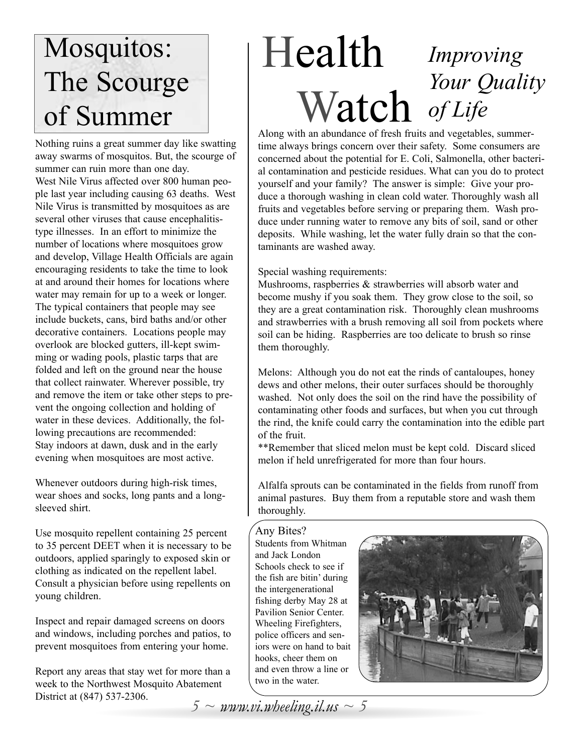# Mosquitos: The Scourge of Summer

Nothing ruins a great summer day like swatting away swarms of mosquitos. But, the scourge of summer can ruin more than one day.

West Nile Virus affected over 800 human people last year including causing 63 deaths. West Nile Virus is transmitted by mosquitoes as are several other viruses that cause encephalitis-type illnesses. In an effort to minimize the number of locations where mosquitoes grow and develop, Village Health Officials are again encouraging residents to take the time to look at and around their homes for locations where water may remain for up to a week or longer. The typical containers that people may see include buckets, cans, bird baths and/or other decorative containers. Locations people may overlook are blocked gutters, ill-kept swimming or wading pools, plastic tarps that are folded and left on the ground near the house that collect rainwater. Wherever possible, try and remove the item or take other steps to prevent the ongoing collection and holding of water in these devices. Additionally, the following precautions are recommended:

Stay indoors at dawn, dusk and in the early evening when mosquitoes are most active.

Whenever outdoors during high-risk times, wear shoes and socks, long pants and a long-sleeved shirt.

Use mosquito repellent containing 25 percent to 35 percent DEET when it is necessary to be outdoors, applied sparingly to exposed skin or clothing as indicated on the repellent label. Consult a physician before using repellents on young children.

Inspect and repair damaged screens on doors and windows, including porches and patios, to prevent mosquitoes from entering your home.

Report any areas that stay wet for more than a week to the Northwest Mosquito Abatement District at (847) 537-2306.

# Health Watch

*Improving Your Quality of Life*

Along with an abundance of fresh fruits and vegetables, summertime always brings concern over their safety. Some consumers are concerned about the potential for E. Coli, Salmonella, other bacterial contamination and pesticide residues. What can you do to protect yourself and your family? The answer is simple: Give your produce a thorough washing in clean cold water. Thoroughly wash all fruits and vegetables before serving or preparing them. Wash produce under running water to remove any bits of soil, sand or other deposits. While washing, let the water fully drain so that the contaminants are washed away.

Special washing requirements:

Mushrooms, raspberries & strawberries will absorb water and become mushy if you soak them. They grow close to the soil, so they are a great contamination risk. Thoroughly clean mushrooms and strawberries with a brush removing all soil from pockets where soil can be hiding. Raspberries are too delicate to brush so rinse them thoroughly.

Melons: Although you do not eat the rinds of cantaloupes, honey dews and other melons, their outer surfaces should be thoroughly washed. Not only does the soil on the rind have the possibility of contaminating other foods and surfaces, but when you cut through the rind, the knife could carry the contamination into the edible part of the fruit.

**Remember that sliced melon must be kept cold. Discard sliced melon if held unrefrigerated for more than four hours.

Alfalfa sprouts can be contaminated in the fields from runoff from animal pastures. Buy them from a reputable store and wash them thoroughly.

## Any Bites?

Students from Whitman and Jack London Schools check to see if the fish are bitin' during the intergenerational fishing derby May 28 at Pavilion Senior Center. Wheeling Firefighters, police officers and seniors were on hand to bait hooks, cheer them on and even throw a line or two in the water.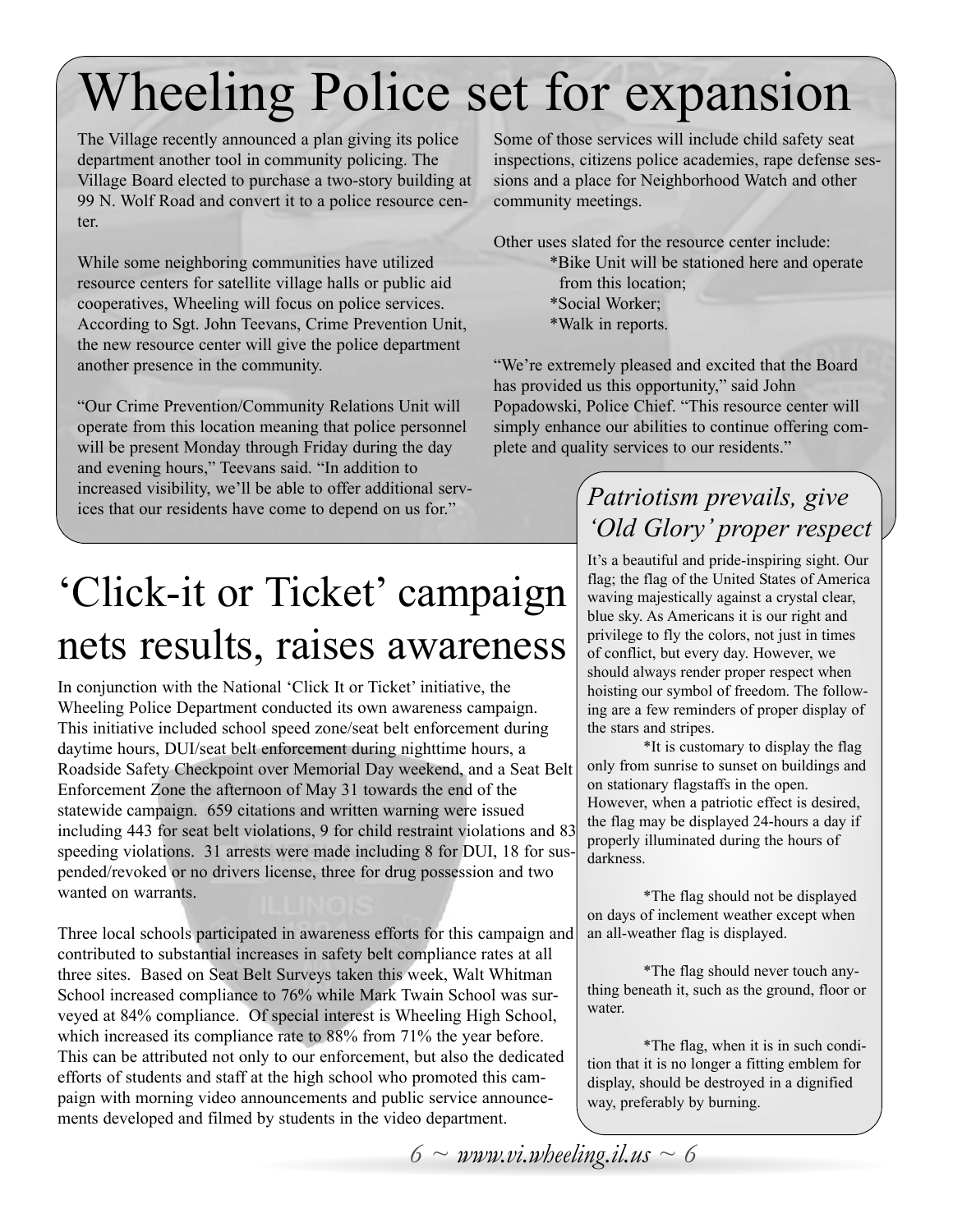# Wheeling Police set for expansion

The Village recently announced a plan giving its police department another tool in community policing. The Village Board elected to purchase a two-story building at 99 N. Wolf Road and convert it to a police resource center.

While some neighboring communities have utilized resource centers for satellite village halls or public aid cooperatives, Wheeling will focus on police services. According to Sgt. John Teevans, Crime Prevention Unit, the new resource center will give the police department another presence in the community.

"Our Crime Prevention/Community Relations Unit will operate from this location meaning that police personnel will be present Monday through Friday during the day and evening hours," Teevans said. "In addition to increased visibility, we'll be able to offer additional services that our residents have come to depend on us for."

Some of those services will include child safety seat inspections, citizens police academies, rape defense sessions and a place for Neighborhood Watch and other community meetings.

Other uses slated for the resource center include:

*Bike Unit will be stationed here and operate from this location;
*Social Worker;
*Walk in reports.

"We're extremely pleased and excited that the Board has provided us this opportunity," said John Popadowski, Police Chief. "This resource center will simply enhance our abilities to continue offering complete and quality services to our residents."

# 'Click-it or Ticket' campaign nets results, raises awareness

In conjunction with the National 'Click It or Ticket' initiative, the Wheeling Police Department conducted its own awareness campaign. This initiative included school speed zone/seat belt enforcement during daytime hours, DUI/seat belt enforcement during nighttime hours, a Roadside Safety Checkpoint over Memorial Day weekend, and a Seat Belt Enforcement Zone the afternoon of May 31 towards the end of the statewide campaign. 659 citations and written warning were issued including 443 for seat belt violations, 9 for child restraint violations and 83 speeding violations. 31 arrests were made including 8 for DUI, 18 for suspended/revoked or no drivers license, three for drug possession and two wanted on warrants.

Three local schools participated in awareness efforts for this campaign and contributed to substantial increases in safety belt compliance rates at all three sites. Based on Seat Belt Surveys taken this week, Walt Whitman School increased compliance to 76% while Mark Twain School was surveyed at 84% compliance. Of special interest is Wheeling High School, which increased its compliance rate to 88% from 71% the year before. This can be attributed not only to our enforcement, but also the dedicated efforts of students and staff at the high school who promoted this campaign with morning video announcements and public service announcements developed and filmed by students in the video department.

## *Patriotism prevails, give 'Old Glory' proper respect*

It's a beautiful and pride-inspiring sight. Our flag; the flag of the United States of America waving majestically against a crystal clear, blue sky. As Americans it is our right and privilege to fly the colors, not just in times of conflict, but every day. However, we should always render proper respect when hoisting our symbol of freedom. The following are a few reminders of proper display of the stars and stripes.

*It is customary to display the flag only from sunrise to sunset on buildings and on stationary flagstaffs in the open. However, when a patriotic effect is desired, the flag may be displayed 24-hours a day if properly illuminated during the hours of darkness.

*The flag should not be displayed on days of inclement weather except when an all-weather flag is displayed.

*The flag should never touch anything beneath it, such as the ground, floor or water.

*The flag, when it is in such condition that it is no longer a fitting emblem for display, should be destroyed in a dignified way, preferably by burning.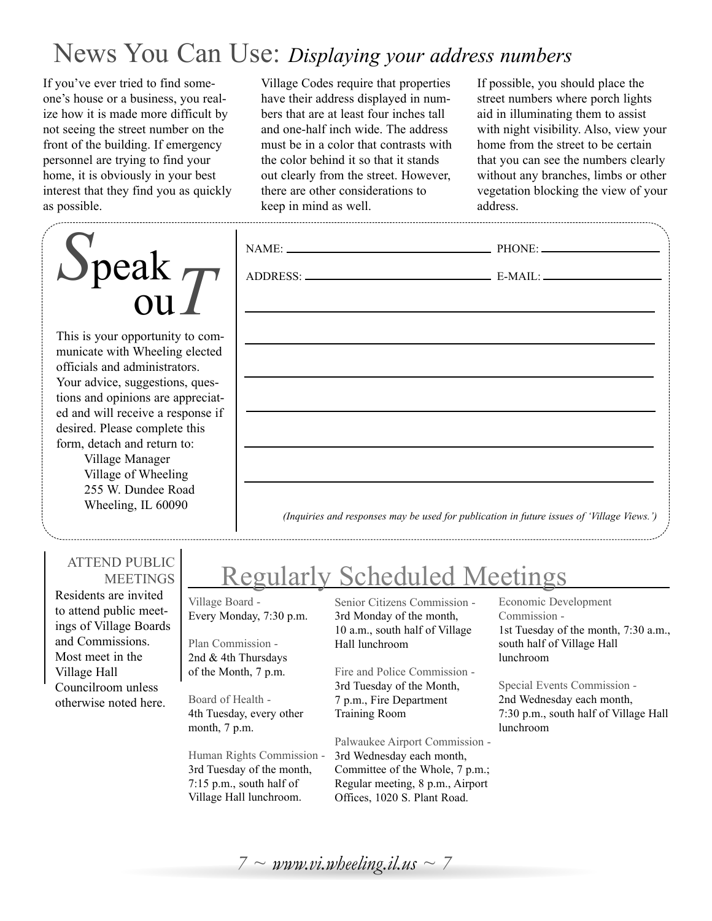# News You Can Use: *Displaying your address numbers*

If you've ever tried to find someone's house or a business, you realize how it is made more difficult by not seeing the street number on the front of the building. If emergency personnel are trying to find your home, it is obviously in your best interest that they find you as quickly as possible.

Village Codes require that properties have their address displayed in numbers that are at least four inches tall and one-half inch wide. The address must be in a color that contrasts with the color behind it so that it stands out clearly from the street. However, there are other considerations to keep in mind as well.

If possible, you should place the street numbers where porch lights aid in illuminating them to assist with night visibility. Also, view your home from the street to be certain that you can see the numbers clearly without any branches, limbs or other vegetation blocking the view of your address.

## Speak ouT

This is your opportunity to communicate with Wheeling elected officials and administrators. Your advice, suggestions, questions and opinions are appreciated and will receive a response if desired. Please complete this form, detach and return to:

Village Manager
Village of Wheeling
255 W. Dundee Road
Wheeling, IL 60090

NAME: ______________________ PHONE: ______________

ADDRESS: ____________________ E-MAIL: _____________

_______________________________________________

_______________________________________________

_______________________________________________

_______________________________________________

_______________________________________________

_______________________________________________

*(Inquiries and responses may be used for publication in future issues of 'Village Views.')*

ATTEND PUBLIC MEETINGS

Residents are invited to attend public meetings of Village Boards and Commissions. Most meet in the Village Hall Councilroom unless otherwise noted here.

## Regularly Scheduled Meetings

Village Board -
Every Monday, 7:30 p.m.

Plan Commission -
2nd & 4th Thursdays of the Month, 7 p.m.

Board of Health -
4th Tuesday, every other month, 7 p.m.

Human Rights Commission -
3rd Tuesday of the month, 7:15 p.m., south half of Village Hall lunchroom.

Senior Citizens Commission -
3rd Monday of the month, 10 a.m., south half of Village Hall lunchroom

Fire and Police Commission -
3rd Tuesday of the Month, 7 p.m., Fire Department Training Room

Palwaukee Airport Commission -
3rd Wednesday each month, Committee of the Whole, 7 p.m.; Regular meeting, 8 p.m., Airport Offices, 1020 S. Plant Road.

Economic Development Commission -
1st Tuesday of the month, 7:30 a.m., south half of Village Hall lunchroom

Special Events Commission -
2nd Wednesday each month, 7:30 p.m., south half of Village Hall lunchroom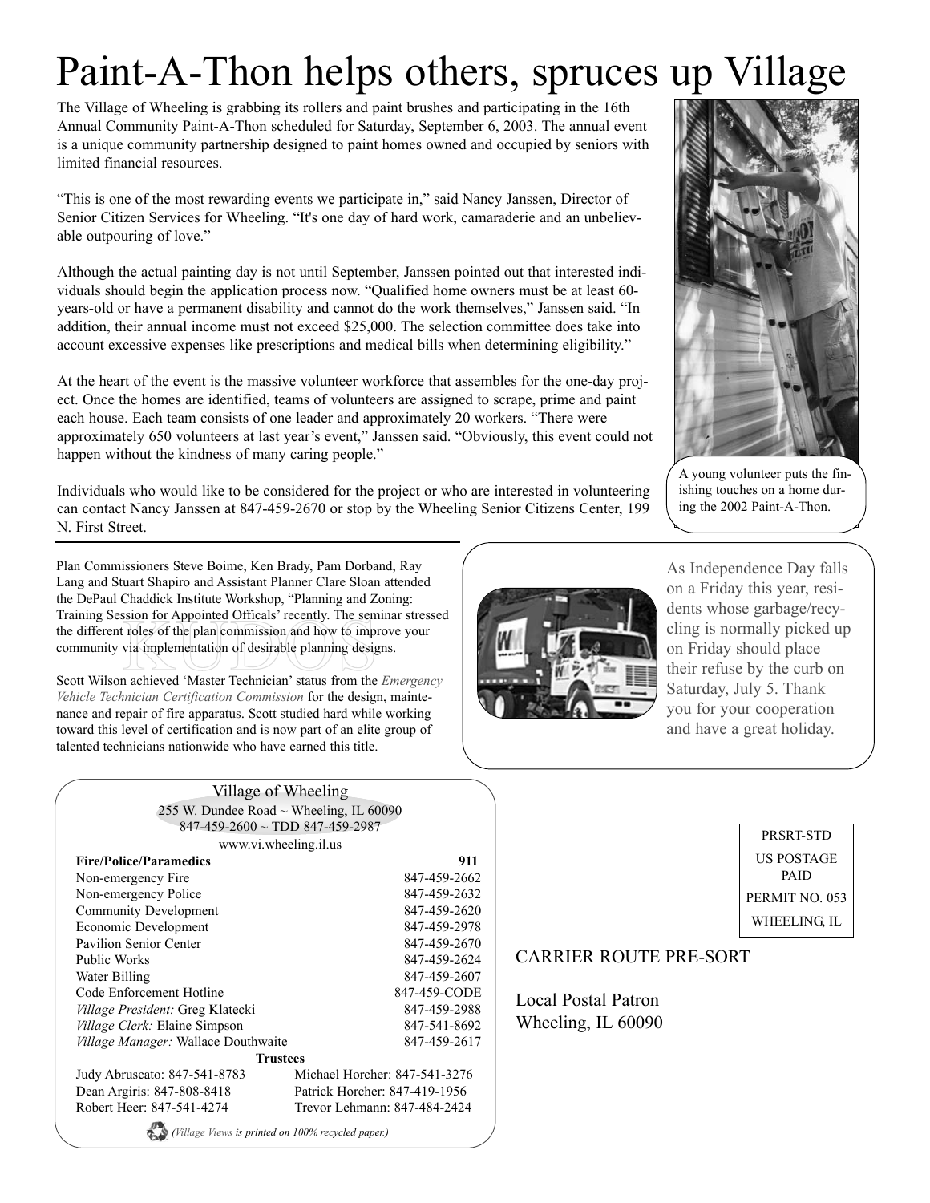# Paint-A-Thon helps others, spruces up Village

The Village of Wheeling is grabbing its rollers and paint brushes and participating in the 16th Annual Community Paint-A-Thon scheduled for Saturday, September 6, 2003. The annual event is a unique community partnership designed to paint homes owned and occupied by seniors with limited financial resources.

"This is one of the most rewarding events we participate in," said Nancy Janssen, Director of Senior Citizen Services for Wheeling. "It's one day of hard work, camaraderie and an unbelievable outpouring of love."

Although the actual painting day is not until September, Janssen pointed out that interested individuals should begin the application process now. "Qualified home owners must be at least 60-years-old or have a permanent disability and cannot do the work themselves," Janssen said. "In addition, their annual income must not exceed $25,000. The selection committee does take into account excessive expenses like prescriptions and medical bills when determining eligibility."

At the heart of the event is the massive volunteer workforce that assembles for the one-day project. Once the homes are identified, teams of volunteers are assigned to scrape, prime and paint each house. Each team consists of one leader and approximately 20 workers. "There were approximately 650 volunteers at last year's event," Janssen said. "Obviously, this event could not happen without the kindness of many caring people."

Individuals who would like to be considered for the project or who are interested in volunteering can contact Nancy Janssen at 847-459-2670 or stop by the Wheeling Senior Citizens Center, 199 N. First Street.

A young volunteer puts the finishing touches on a home during the 2002 Paint-A-Thon.

## KUDOS

Plan Commissioners Steve Boime, Ken Brady, Pam Dorband, Ray Lang and Stuart Shapiro and Assistant Planner Clare Sloan attended the DePaul Chaddick Institute Workshop, "Planning and Zoning: Training Session for Appointed Officals' recently. The seminar stressed the different roles of the plan commission and how to improve your community via implementation of desirable planning designs.

Scott Wilson achieved 'Master Technician' status from the *Emergency Vehicle Technician Certification Commission* for the design, maintenance and repair of fire apparatus. Scott studied hard while working toward this level of certification and is now part of an elite group of talented technicians nationwide who have earned this title.

As Independence Day falls on a Friday this year, residents whose garbage/recycling is normally picked up on Friday should place their refuse by the curb on Saturday, July 5. Thank you for your cooperation and have a great holiday.

**Village of Wheeling**
255 W. Dundee Road ~ Wheeling, IL 60090
847-459-2600 ~ TDD 847-459-2987
www.vi.wheeling.il.us

| | |
|---|---|
| **Fire/Police/Paramedics** | **911** |
| Non-emergency Fire | 847-459-2662 |
| Non-emergency Police | 847-459-2632 |
| Community Development | 847-459-2620 |
| Economic Development | 847-459-2978 |
| Pavilion Senior Center | 847-459-2670 |
| Public Works | 847-459-2624 |
| Water Billing | 847-459-2607 |
| Code Enforcement Hotline | 847-459-CODE |
| *Village President:* Greg Klatecki | 847-459-2988 |
| *Village Clerk:* Elaine Simpson | 847-541-8692 |
| *Village Manager:* Wallace Douthwaite | 847-459-2617 |

**Trustees**

| | |
|---|---|
| Judy Abruscato: 847-541-8783 | Michael Horcher: 847-541-3276 |
| Dean Argiris: 847-808-8418 | Patrick Horcher: 847-419-1956 |
| Robert Heer: 847-541-4274 | Trevor Lehmann: 847-484-2424 |

*(Village Views is printed on 100% recycled paper.)*

PRSRT-STD
US POSTAGE PAID
PERMIT NO. 053
WHEELING, IL

CARRIER ROUTE PRE-SORT

Local Postal Patron
Wheeling, IL 60090